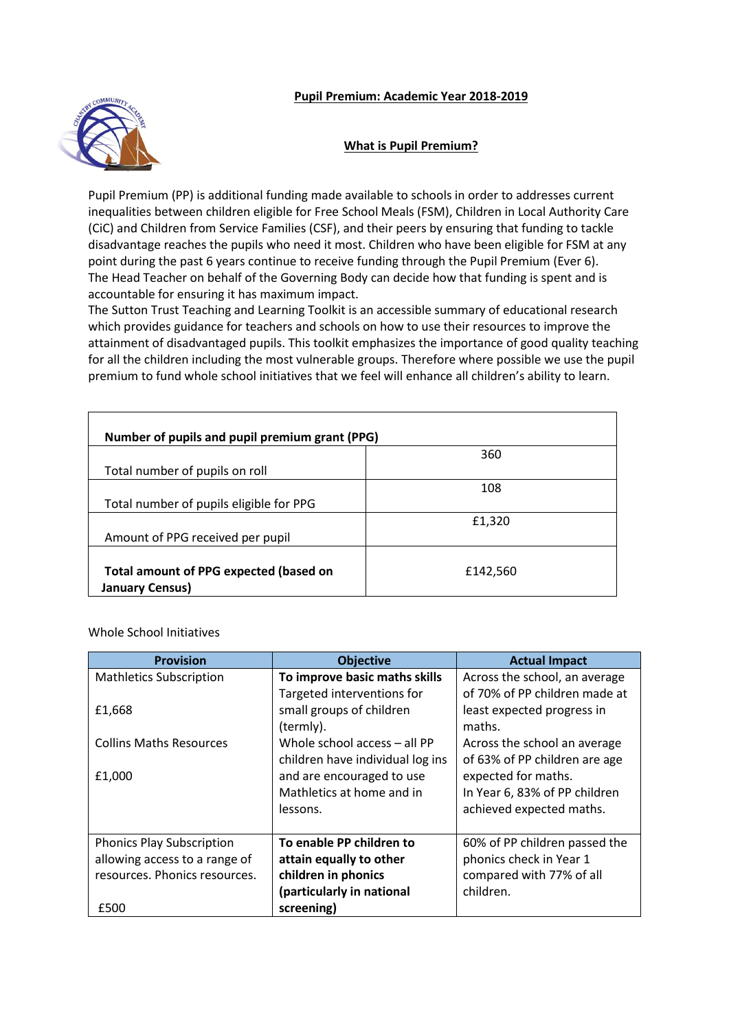## Pupil Premium: Academic Year 2018-2019

### What is Pupil Premium?

Pupil Premium (PP) is additional funding made available to schools in order to addresses current inequalities between children eligible for Free School Meals (FSM), Children in Local Authority Care (CiC) and Children from Service Families (CSF), and their peers by ensuring that funding to tackle disadvantage reaches the pupils who need it most. Children who have been eligible for FSM at any point during the past 6 years continue to receive funding through the Pupil Premium (Ever 6). The Head Teacher on behalf of the Governing Body can decide how that funding is spent and is accountable for ensuring it has maximum impact.

The Sutton Trust Teaching and Learning Toolkit is an accessible summary of educational research which provides guidance for teachers and schools on how to use their resources to improve the attainment of disadvantaged pupils. This toolkit emphasizes the importance of good quality teaching for all the children including the most vulnerable groups. Therefore where possible we use the pupil premium to fund whole school initiatives that we feel will enhance all children's ability to learn.

| **Number of pupils and pupil premium grant (PPG)** | |
|---|---|
| Total number of pupils on roll | 360 |
| Total number of pupils eligible for PPG | 108 |
| Amount of PPG received per pupil | £1,320 |
| **Total amount of PPG expected (based on January Census)** | £142,560 |

Whole School Initiatives

| Provision | Objective | Actual Impact |
|---|---|---|
| Mathletics Subscription<br><br>£1,668<br><br>Collins Maths Resources<br><br>£1,000 | **To improve basic maths skills**<br>Targeted interventions for small groups of children (termly).<br>Whole school access – all PP children have individual log ins and are encouraged to use Mathletics at home and in lessons. | Across the school, an average of 70% of PP children made at least expected progress in maths.<br>Across the school an average of 63% of PP children are age expected for maths.<br>In Year 6, 83% of PP children achieved expected maths. |
| Phonics Play Subscription allowing access to a range of resources. Phonics resources.<br><br>£500 | **To enable PP children to attain equally to other children in phonics (particularly in national screening)** | 60% of PP children passed the phonics check in Year 1 compared with 77% of all children. |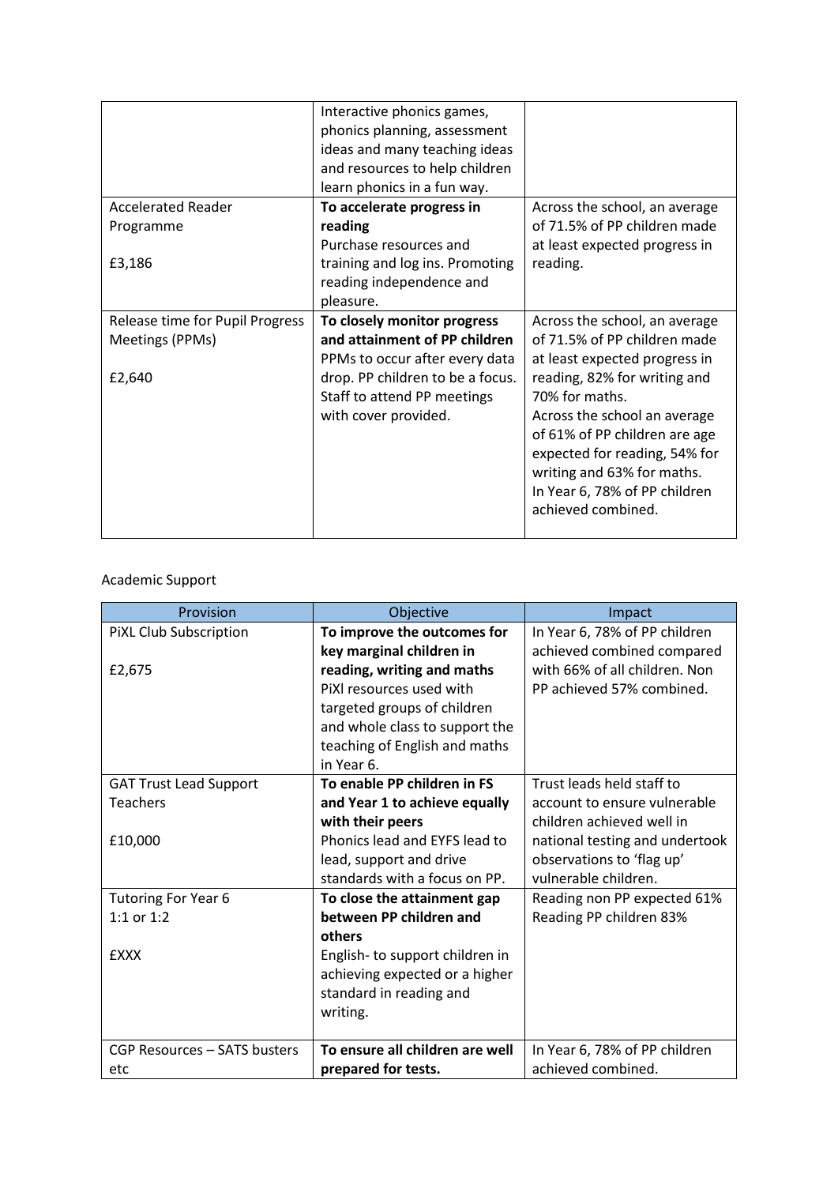| | | |
|---|---|---|
| | Interactive phonics games, phonics planning, assessment ideas and many teaching ideas and resources to help children learn phonics in a fun way. | |
| Accelerated Reader Programme<br><br>£3,186 | **To accelerate progress in reading**<br>Purchase resources and training and log ins. Promoting reading independence and pleasure. | Across the school, an average of 71.5% of PP children made at least expected progress in reading. |
| Release time for Pupil Progress Meetings (PPMs)<br><br>£2,640 | **To closely monitor progress and attainment of PP children**<br>PPMs to occur after every data drop. PP children to be a focus. Staff to attend PP meetings with cover provided. | Across the school, an average of 71.5% of PP children made at least expected progress in reading, 82% for writing and 70% for maths.<br>Across the school an average of 61% of PP children are age expected for reading, 54% for writing and 63% for maths.<br>In Year 6, 78% of PP children achieved combined. |

Academic Support

| Provision | Objective | Impact |
|---|---|---|
| PiXL Club Subscription<br><br>£2,675 | **To improve the outcomes for key marginal children in reading, writing and maths**<br>PiXl resources used with targeted groups of children and whole class to support the teaching of English and maths in Year 6. | In Year 6, 78% of PP children achieved combined compared with 66% of all children. Non PP achieved 57% combined. |
| GAT Trust Lead Support Teachers<br><br>£10,000 | **To enable PP children in FS and Year 1 to achieve equally with their peers**<br>Phonics lead and EYFS lead to lead, support and drive standards with a focus on PP. | Trust leads held staff to account to ensure vulnerable children achieved well in national testing and undertook observations to 'flag up' vulnerable children. |
| Tutoring For Year 6<br>1:1 or 1:2<br><br>£XXX | **To close the attainment gap between PP children and others**<br>English- to support children in achieving expected or a higher standard in reading and writing. | Reading non PP expected 61%<br>Reading PP children 83% |
| CGP Resources – SATS busters etc | **To ensure all children are well prepared for tests.** | In Year 6, 78% of PP children achieved combined. |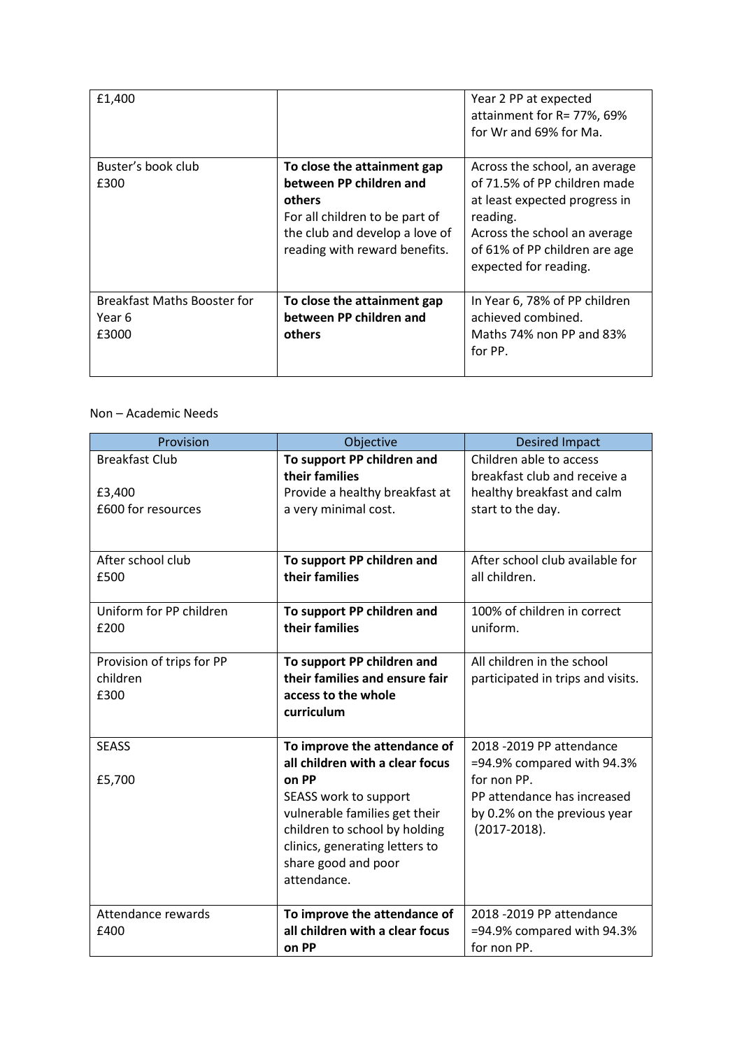| | | |
|---|---|---|
| £1,400 | | Year 2 PP at expected attainment for R= 77%, 69% for Wr and 69% for Ma. |
| Buster's book club<br>£300 | **To close the attainment gap between PP children and others**<br>For all children to be part of the club and develop a love of reading with reward benefits. | Across the school, an average of 71.5% of PP children made at least expected progress in reading.<br>Across the school an average of 61% of PP children are age expected for reading. |
| Breakfast Maths Booster for Year 6<br>£3000 | **To close the attainment gap between PP children and others** | In Year 6, 78% of PP children achieved combined.<br>Maths 74% non PP and 83% for PP. |

Non – Academic Needs

| Provision | Objective | Desired Impact |
|---|---|---|
| Breakfast Club<br><br>£3,400<br>£600 for resources | **To support PP children and their families**<br>Provide a healthy breakfast at a very minimal cost. | Children able to access breakfast club and receive a healthy breakfast and calm start to the day. |
| After school club<br>£500 | **To support PP children and their families** | After school club available for all children. |
| Uniform for PP children<br>£200 | **To support PP children and their families** | 100% of children in correct uniform. |
| Provision of trips for PP children<br>£300 | **To support PP children and their families and ensure fair access to the whole curriculum** | All children in the school participated in trips and visits. |
| SEASS<br><br>£5,700 | **To improve the attendance of all children with a clear focus on PP**<br>SEASS work to support vulnerable families get their children to school by holding clinics, generating letters to share good and poor attendance. | 2018 -2019 PP attendance =94.9% compared with 94.3% for non PP.<br>PP attendance has increased by 0.2% on the previous year (2017-2018). |
| Attendance rewards<br>£400 | **To improve the attendance of all children with a clear focus on PP** | 2018 -2019 PP attendance =94.9% compared with 94.3% for non PP. |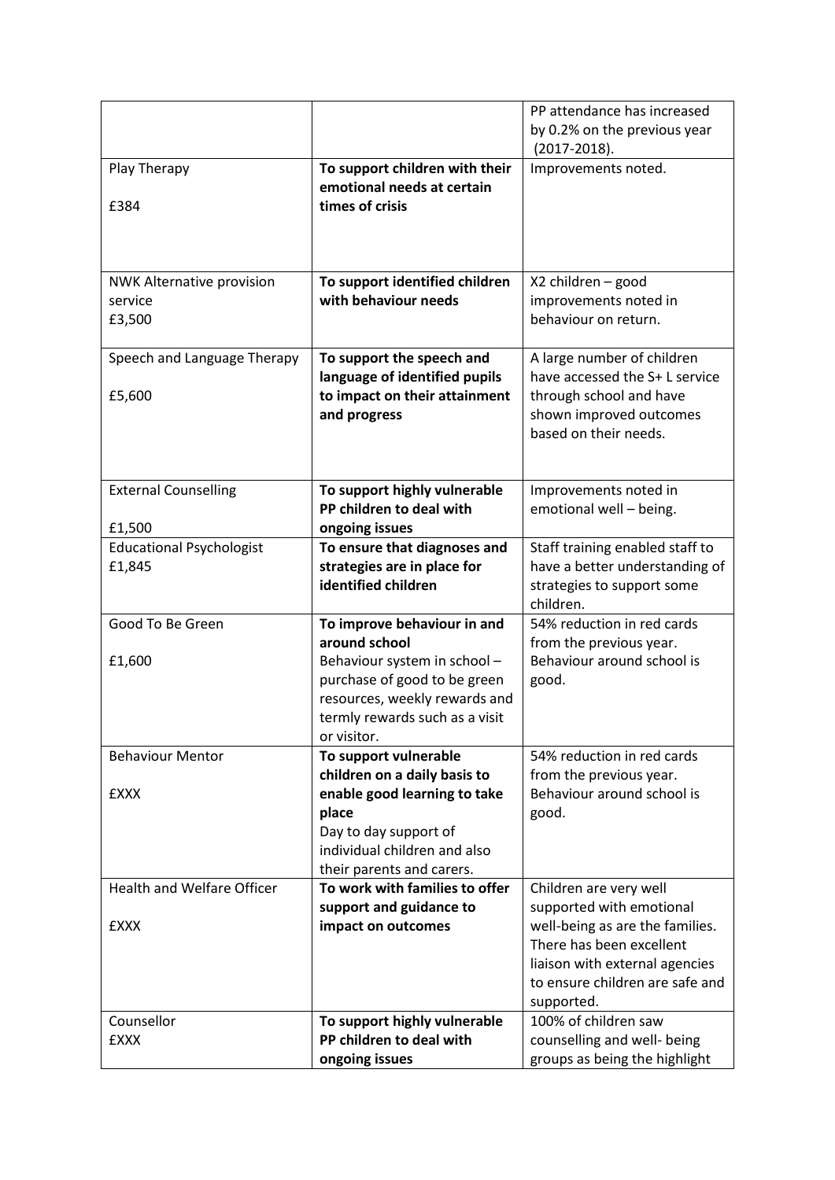| | | |
|---|---|---|
| | | PP attendance has increased by 0.2% on the previous year (2017-2018). |
| Play Therapy<br><br>£384 | **To support children with their emotional needs at certain times of crisis** | Improvements noted. |
| NWK Alternative provision service<br>£3,500 | **To support identified children with behaviour needs** | X2 children – good improvements noted in behaviour on return. |
| Speech and Language Therapy<br><br>£5,600 | **To support the speech and language of identified pupils to impact on their attainment and progress** | A large number of children have accessed the S+ L service through school and have shown improved outcomes based on their needs. |
| External Counselling<br><br>£1,500 | **To support highly vulnerable PP children to deal with ongoing issues** | Improvements noted in emotional well – being. |
| Educational Psychologist<br>£1,845 | **To ensure that diagnoses and strategies are in place for identified children** | Staff training enabled staff to have a better understanding of strategies to support some children. |
| Good To Be Green<br><br>£1,600 | **To improve behaviour in and around school**<br>Behaviour system in school – purchase of good to be green resources, weekly rewards and termly rewards such as a visit or visitor. | 54% reduction in red cards from the previous year. Behaviour around school is good. |
| Behaviour Mentor<br><br>£XXX | **To support vulnerable children on a daily basis to enable good learning to take place**<br>Day to day support of individual children and also their parents and carers. | 54% reduction in red cards from the previous year. Behaviour around school is good. |
| Health and Welfare Officer<br><br>£XXX | **To work with families to offer support and guidance to impact on outcomes** | Children are very well supported with emotional well-being as are the families. There has been excellent liaison with external agencies to ensure children are safe and supported. |
| Counsellor<br>£XXX | **To support highly vulnerable PP children to deal with ongoing issues** | 100% of children saw counselling and well- being groups as being the highlight |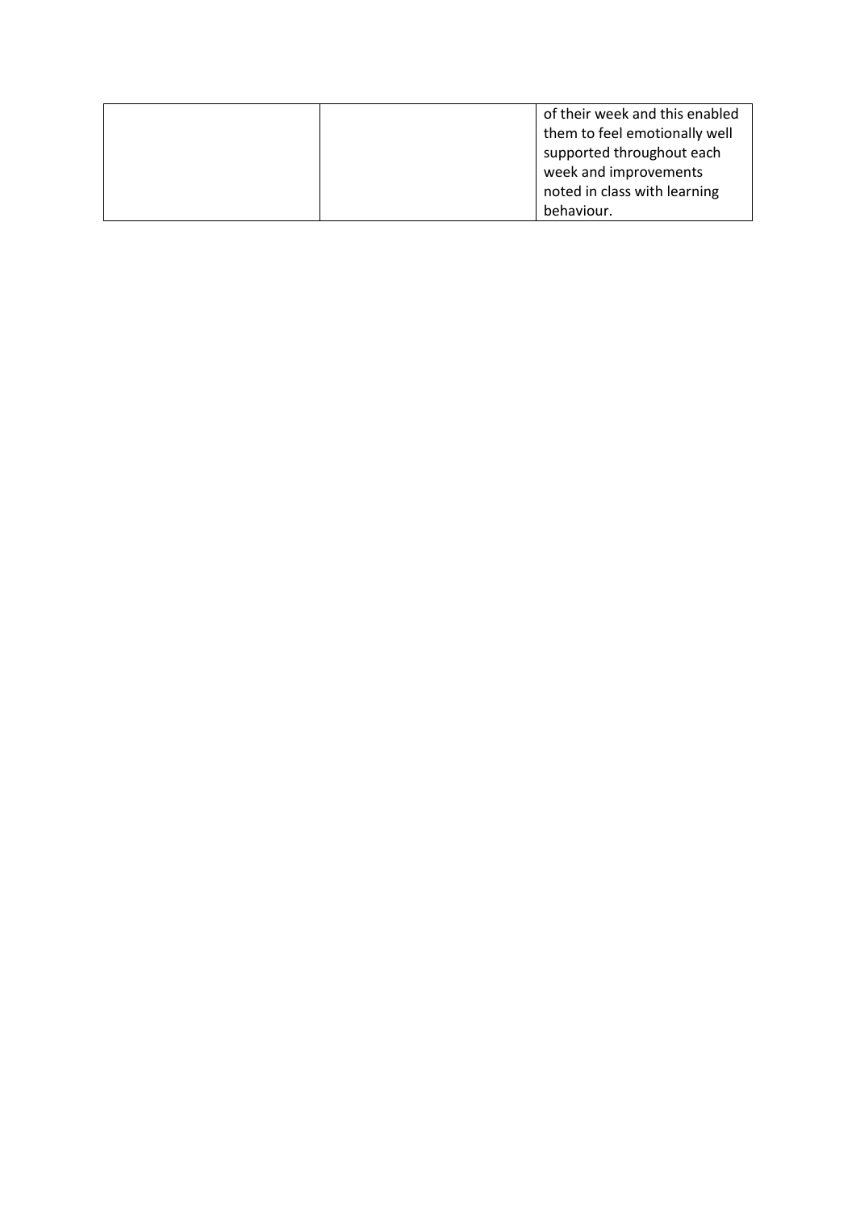| | | |
|---|---|---|
| | | of their week and this enabled them to feel emotionally well supported throughout each week and improvements noted in class with learning behaviour. |